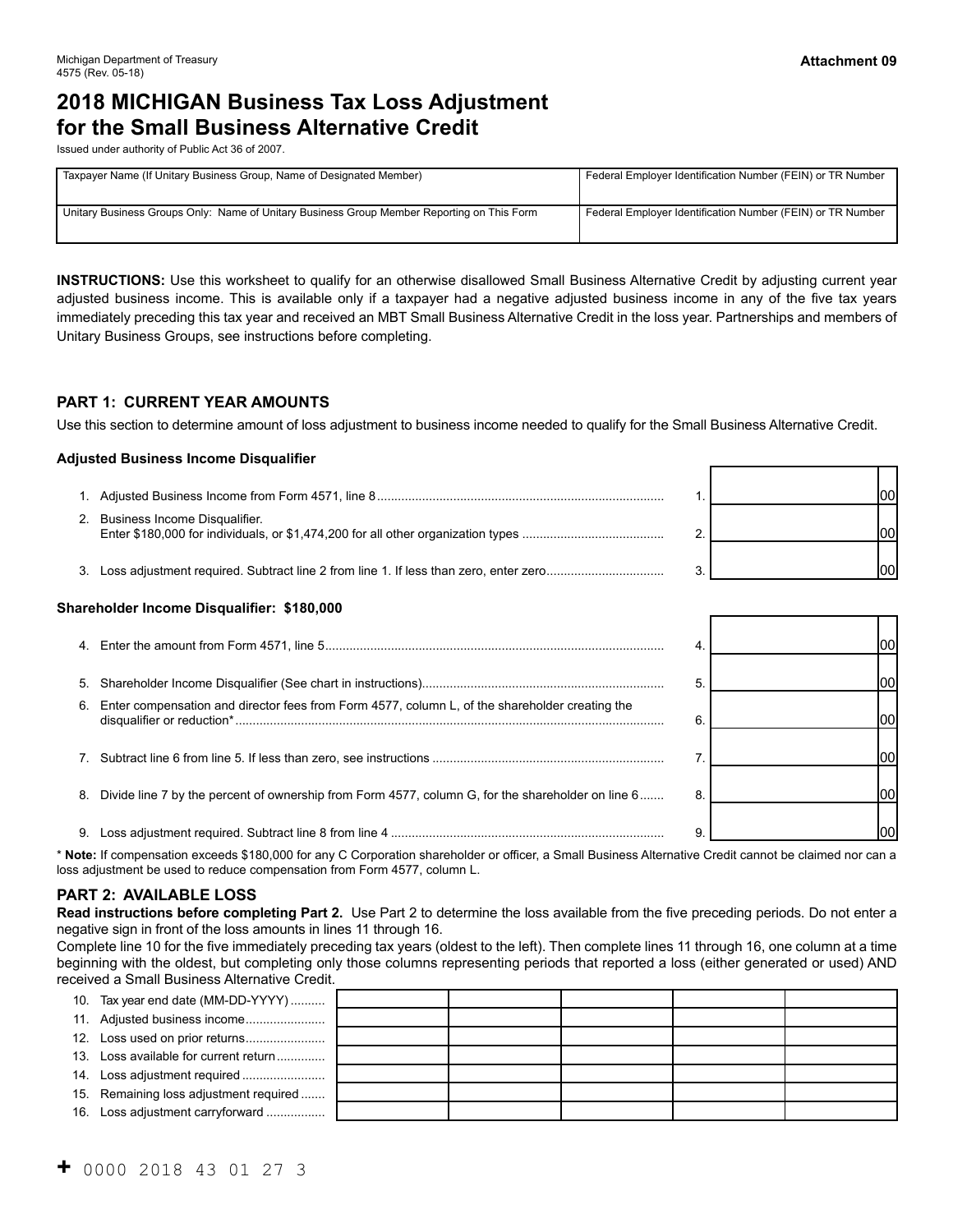Michigan Department of Treasury
4575 (Rev. 05-18)

**Attachment 09**

# 2018 MICHIGAN Business Tax Loss Adjustment for the Small Business Alternative Credit

Issued under authority of Public Act 36 of 2007.

| Taxpayer Name (If Unitary Business Group, Name of Designated Member) | Federal Employer Identification Number (FEIN) or TR Number |
|---|---|
| Unitary Business Groups Only: Name of Unitary Business Group Member Reporting on This Form | Federal Employer Identification Number (FEIN) or TR Number |

**INSTRUCTIONS:** Use this worksheet to qualify for an otherwise disallowed Small Business Alternative Credit by adjusting current year adjusted business income. This is available only if a taxpayer had a negative adjusted business income in any of the five tax years immediately preceding this tax year and received an MBT Small Business Alternative Credit in the loss year. Partnerships and members of Unitary Business Groups, see instructions before completing.

## PART 1: CURRENT YEAR AMOUNTS

Use this section to determine amount of loss adjustment to business income needed to qualify for the Small Business Alternative Credit.

### Adjusted Business Income Disqualifier

| | | |
|---|---|---|
| 1. Adjusted Business Income from Form 4571, line 8 | 1. | 00 |
| 2. Business Income Disqualifier. Enter $180,000 for individuals, or $1,474,200 for all other organization types | 2. | 00 |
| 3. Loss adjustment required. Subtract line 2 from line 1. If less than zero, enter zero | 3. | 00 |

### Shareholder Income Disqualifier: $180,000

| | | |
|---|---|---|
| 4. Enter the amount from Form 4571, line 5 | 4. | 00 |
| 5. Shareholder Income Disqualifier (See chart in instructions) | 5. | 00 |
| 6. Enter compensation and director fees from Form 4577, column L, of the shareholder creating the disqualifier or reduction* | 6. | 00 |
| 7. Subtract line 6 from line 5. If less than zero, see instructions | 7. | 00 |
| 8. Divide line 7 by the percent of ownership from Form 4577, column G, for the shareholder on line 6 | 8. | 00 |
| 9. Loss adjustment required. Subtract line 8 from line 4 | 9. | 00 |

\* **Note:** If compensation exceeds $180,000 for any C Corporation shareholder or officer, a Small Business Alternative Credit cannot be claimed nor can a loss adjustment be used to reduce compensation from Form 4577, column L.

## PART 2: AVAILABLE LOSS

**Read instructions before completing Part 2.** Use Part 2 to determine the loss available from the five preceding periods. Do not enter a negative sign in front of the loss amounts in lines 11 through 16.

Complete line 10 for the five immediately preceding tax years (oldest to the left). Then complete lines 11 through 16, one column at a time beginning with the oldest, but completing only those columns representing periods that reported a loss (either generated or used) AND received a Small Business Alternative Credit.

| | | | | | |
|---|---|---|---|---|---|
| 10. Tax year end date (MM-DD-YYYY) | | | | | |
| 11. Adjusted business income | | | | | |
| 12. Loss used on prior returns | | | | | |
| 13. Loss available for current return | | | | | |
| 14. Loss adjustment required | | | | | |
| 15. Remaining loss adjustment required | | | | | |
| 16. Loss adjustment carryforward | | | | | |

+ 0000 2018 43 01 27 3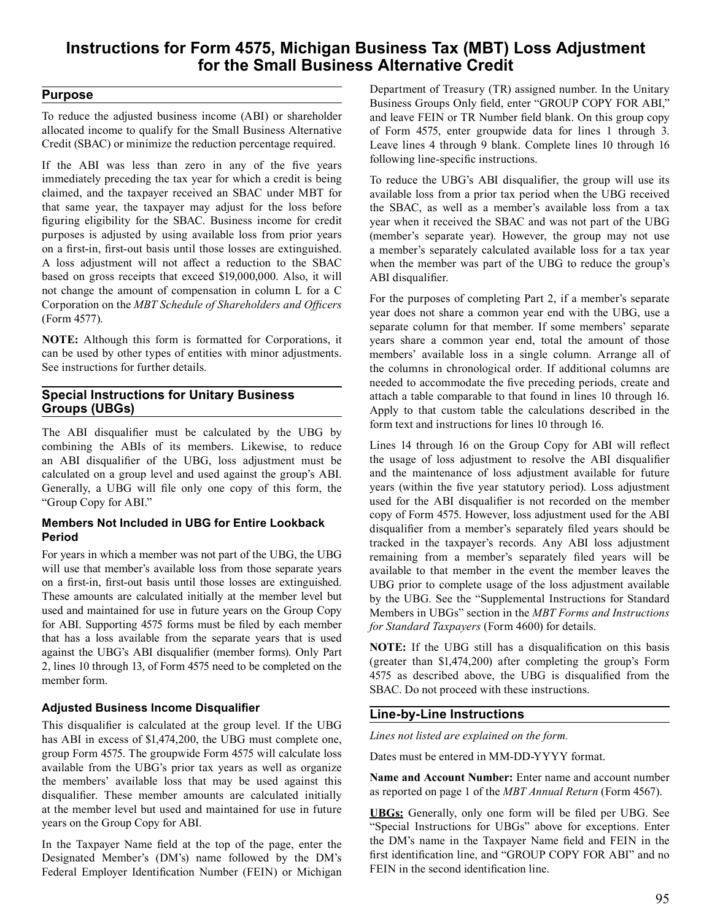# Instructions for Form 4575, Michigan Business Tax (MBT) Loss Adjustment for the Small Business Alternative Credit

## Purpose

To reduce the adjusted business income (ABI) or shareholder allocated income to qualify for the Small Business Alternative Credit (SBAC) or minimize the reduction percentage required.

If the ABI was less than zero in any of the five years immediately preceding the tax year for which a credit is being claimed, and the taxpayer received an SBAC under MBT for that same year, the taxpayer may adjust for the loss before figuring eligibility for the SBAC. Business income for credit purposes is adjusted by using available loss from prior years on a first-in, first-out basis until those losses are extinguished. A loss adjustment will not affect a reduction to the SBAC based on gross receipts that exceed $19,000,000. Also, it will not change the amount of compensation in column L for a C Corporation on the *MBT Schedule of Shareholders and Officers* (Form 4577).

**NOTE:** Although this form is formatted for Corporations, it can be used by other types of entities with minor adjustments. See instructions for further details.

## Special Instructions for Unitary Business Groups (UBGs)

The ABI disqualifier must be calculated by the UBG by combining the ABIs of its members. Likewise, to reduce an ABI disqualifier of the UBG, loss adjustment must be calculated on a group level and used against the group's ABI. Generally, a UBG will file only one copy of this form, the "Group Copy for ABI."

### Members Not Included in UBG for Entire Lookback Period

For years in which a member was not part of the UBG, the UBG will use that member's available loss from those separate years on a first-in, first-out basis until those losses are extinguished. These amounts are calculated initially at the member level but used and maintained for use in future years on the Group Copy for ABI. Supporting 4575 forms must be filed by each member that has a loss available from the separate years that is used against the UBG's ABI disqualifier (member forms). Only Part 2, lines 10 through 13, of Form 4575 need to be completed on the member form.

### Adjusted Business Income Disqualifier

This disqualifier is calculated at the group level. If the UBG has ABI in excess of $1,474,200, the UBG must complete one, group Form 4575. The groupwide Form 4575 will calculate loss available from the UBG's prior tax years as well as organize the members' available loss that may be used against this disqualifier. These member amounts are calculated initially at the member level but used and maintained for use in future years on the Group Copy for ABI.

In the Taxpayer Name field at the top of the page, enter the Designated Member's (DM's) name followed by the DM's Federal Employer Identification Number (FEIN) or Michigan Department of Treasury (TR) assigned number. In the Unitary Business Groups Only field, enter "GROUP COPY FOR ABI," and leave FEIN or TR Number field blank. On this group copy of Form 4575, enter groupwide data for lines 1 through 3. Leave lines 4 through 9 blank. Complete lines 10 through 16 following line-specific instructions.

To reduce the UBG's ABI disqualifier, the group will use its available loss from a prior tax period when the UBG received the SBAC, as well as a member's available loss from a tax year when it received the SBAC and was not part of the UBG (member's separate year). However, the group may not use a member's separately calculated available loss for a tax year when the member was part of the UBG to reduce the group's ABI disqualifier.

For the purposes of completing Part 2, if a member's separate year does not share a common year end with the UBG, use a separate column for that member. If some members' separate years share a common year end, total the amount of those members' available loss in a single column. Arrange all of the columns in chronological order. If additional columns are needed to accommodate the five preceding periods, create and attach a table comparable to that found in lines 10 through 16. Apply to that custom table the calculations described in the form text and instructions for lines 10 through 16.

Lines 14 through 16 on the Group Copy for ABI will reflect the usage of loss adjustment to resolve the ABI disqualifier and the maintenance of loss adjustment available for future years (within the five year statutory period). Loss adjustment used for the ABI disqualifier is not recorded on the member copy of Form 4575. However, loss adjustment used for the ABI disqualifier from a member's separately filed years should be tracked in the taxpayer's records. Any ABI loss adjustment remaining from a member's separately filed years will be available to that member in the event the member leaves the UBG prior to complete usage of the loss adjustment available by the UBG. See the "Supplemental Instructions for Standard Members in UBGs" section in the *MBT Forms and Instructions for Standard Taxpayers* (Form 4600) for details.

**NOTE:** If the UBG still has a disqualification on this basis (greater than $1,474,200) after completing the group's Form 4575 as described above, the UBG is disqualified from the SBAC. Do not proceed with these instructions.

## Line-by-Line Instructions

*Lines not listed are explained on the form.*

Dates must be entered in MM-DD-YYYY format.

**Name and Account Number:** Enter name and account number as reported on page 1 of the *MBT Annual Return* (Form 4567).

**UBGs:** Generally, only one form will be filed per UBG. See "Special Instructions for UBGs" above for exceptions. Enter the DM's name in the Taxpayer Name field and FEIN in the first identification line, and "GROUP COPY FOR ABI" and no FEIN in the second identification line.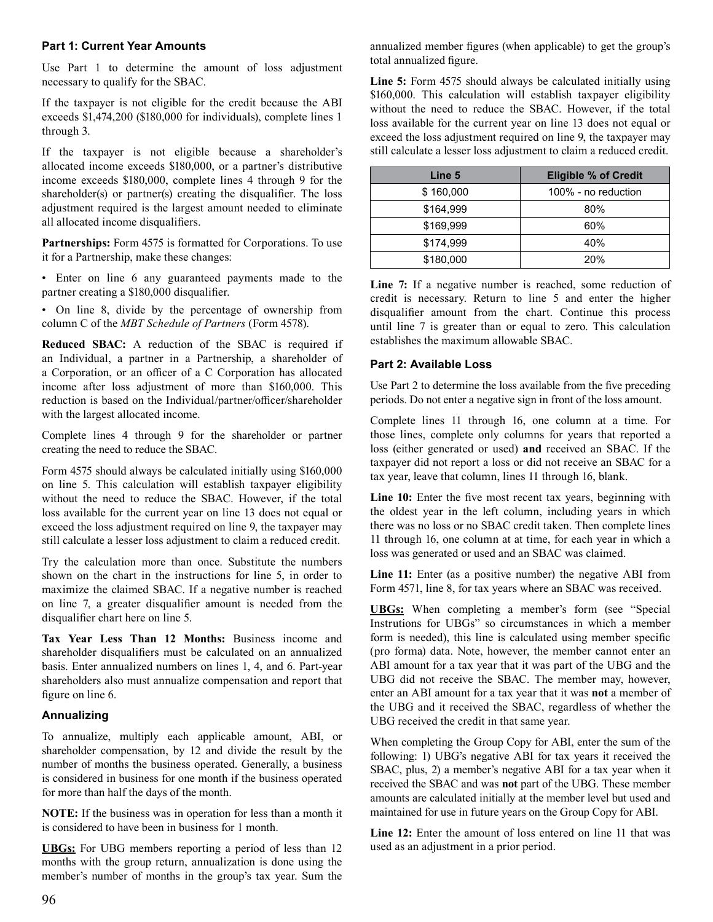### Part 1: Current Year Amounts

Use Part 1 to determine the amount of loss adjustment necessary to qualify for the SBAC.

If the taxpayer is not eligible for the credit because the ABI exceeds $1,474,200 ($180,000 for individuals), complete lines 1 through 3.

If the taxpayer is not eligible because a shareholder's allocated income exceeds $180,000, or a partner's distributive income exceeds $180,000, complete lines 4 through 9 for the shareholder(s) or partner(s) creating the disqualifier. The loss adjustment required is the largest amount needed to eliminate all allocated income disqualifiers.

**Partnerships:** Form 4575 is formatted for Corporations. To use it for a Partnership, make these changes:

- Enter on line 6 any guaranteed payments made to the partner creating a $180,000 disqualifier.
- On line 8, divide by the percentage of ownership from column C of the *MBT Schedule of Partners* (Form 4578).

**Reduced SBAC:** A reduction of the SBAC is required if an Individual, a partner in a Partnership, a shareholder of a Corporation, or an officer of a C Corporation has allocated income after loss adjustment of more than $160,000. This reduction is based on the Individual/partner/officer/shareholder with the largest allocated income.

Complete lines 4 through 9 for the shareholder or partner creating the need to reduce the SBAC.

Form 4575 should always be calculated initially using $160,000 on line 5. This calculation will establish taxpayer eligibility without the need to reduce the SBAC. However, if the total loss available for the current year on line 13 does not equal or exceed the loss adjustment required on line 9, the taxpayer may still calculate a lesser loss adjustment to claim a reduced credit.

Try the calculation more than once. Substitute the numbers shown on the chart in the instructions for line 5, in order to maximize the claimed SBAC. If a negative number is reached on line 7, a greater disqualifier amount is needed from the disqualifier chart here on line 5.

**Tax Year Less Than 12 Months:** Business income and shareholder disqualifiers must be calculated on an annualized basis. Enter annualized numbers on lines 1, 4, and 6. Part-year shareholders also must annualize compensation and report that figure on line 6.

### Annualizing

To annualize, multiply each applicable amount, ABI, or shareholder compensation, by 12 and divide the result by the number of months the business operated. Generally, a business is considered in business for one month if the business operated for more than half the days of the month.

**NOTE:** If the business was in operation for less than a month it is considered to have been in business for 1 month.

**UBGs:** For UBG members reporting a period of less than 12 months with the group return, annualization is done using the member's number of months in the group's tax year. Sum the annualized member figures (when applicable) to get the group's total annualized figure.

**Line 5:** Form 4575 should always be calculated initially using $160,000. This calculation will establish taxpayer eligibility without the need to reduce the SBAC. However, if the total loss available for the current year on line 13 does not equal or exceed the loss adjustment required on line 9, the taxpayer may still calculate a lesser loss adjustment to claim a reduced credit.

| Line 5 | Eligible % of Credit |
|---|---|
| $ 160,000 | 100% - no reduction |
| $164,999 | 80% |
| $169,999 | 60% |
| $174,999 | 40% |
| $180,000 | 20% |

**Line 7:** If a negative number is reached, some reduction of credit is necessary. Return to line 5 and enter the higher disqualifier amount from the chart. Continue this process until line 7 is greater than or equal to zero. This calculation establishes the maximum allowable SBAC.

### Part 2: Available Loss

Use Part 2 to determine the loss available from the five preceding periods. Do not enter a negative sign in front of the loss amount.

Complete lines 11 through 16, one column at a time. For those lines, complete only columns for years that reported a loss (either generated or used) **and** received an SBAC. If the taxpayer did not report a loss or did not receive an SBAC for a tax year, leave that column, lines 11 through 16, blank.

**Line 10:** Enter the five most recent tax years, beginning with the oldest year in the left column, including years in which there was no loss or no SBAC credit taken. Then complete lines 11 through 16, one column at at time, for each year in which a loss was generated or used and an SBAC was claimed.

**Line 11:** Enter (as a positive number) the negative ABI from Form 4571, line 8, for tax years where an SBAC was received.

**UBGs:** When completing a member's form (see "Special Instrutions for UBGs" so circumstances in which a member form is needed), this line is calculated using member specific (pro forma) data. Note, however, the member cannot enter an ABI amount for a tax year that it was part of the UBG and the UBG did not receive the SBAC. The member may, however, enter an ABI amount for a tax year that it was **not** a member of the UBG and it received the SBAC, regardless of whether the UBG received the credit in that same year.

When completing the Group Copy for ABI, enter the sum of the following: 1) UBG's negative ABI for tax years it received the SBAC, plus, 2) a member's negative ABI for a tax year when it received the SBAC and was **not** part of the UBG. These member amounts are calculated initially at the member level but used and maintained for use in future years on the Group Copy for ABI.

**Line 12:** Enter the amount of loss entered on line 11 that was used as an adjustment in a prior period.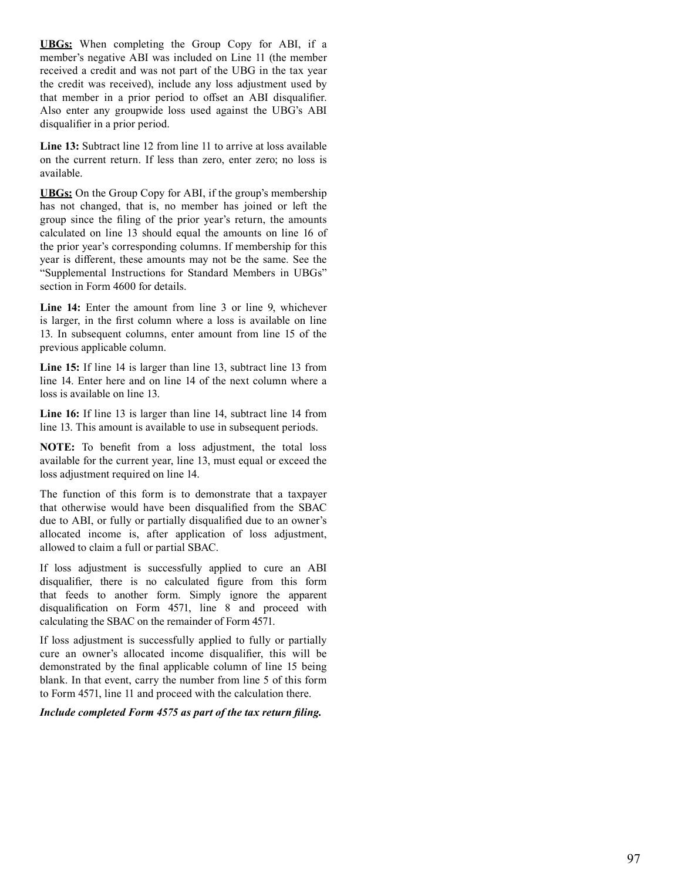**UBGs:** When completing the Group Copy for ABI, if a member's negative ABI was included on Line 11 (the member received a credit and was not part of the UBG in the tax year the credit was received), include any loss adjustment used by that member in a prior period to offset an ABI disqualifier. Also enter any groupwide loss used against the UBG's ABI disqualifier in a prior period.

**Line 13:** Subtract line 12 from line 11 to arrive at loss available on the current return. If less than zero, enter zero; no loss is available.

**UBGs:** On the Group Copy for ABI, if the group's membership has not changed, that is, no member has joined or left the group since the filing of the prior year's return, the amounts calculated on line 13 should equal the amounts on line 16 of the prior year's corresponding columns. If membership for this year is different, these amounts may not be the same. See the "Supplemental Instructions for Standard Members in UBGs" section in Form 4600 for details.

**Line 14:** Enter the amount from line 3 or line 9, whichever is larger, in the first column where a loss is available on line 13. In subsequent columns, enter amount from line 15 of the previous applicable column.

**Line 15:** If line 14 is larger than line 13, subtract line 13 from line 14. Enter here and on line 14 of the next column where a loss is available on line 13.

**Line 16:** If line 13 is larger than line 14, subtract line 14 from line 13. This amount is available to use in subsequent periods.

**NOTE:** To benefit from a loss adjustment, the total loss available for the current year, line 13, must equal or exceed the loss adjustment required on line 14.

The function of this form is to demonstrate that a taxpayer that otherwise would have been disqualified from the SBAC due to ABI, or fully or partially disqualified due to an owner's allocated income is, after application of loss adjustment, allowed to claim a full or partial SBAC.

If loss adjustment is successfully applied to cure an ABI disqualifier, there is no calculated figure from this form that feeds to another form. Simply ignore the apparent disqualification on Form 4571, line 8 and proceed with calculating the SBAC on the remainder of Form 4571.

If loss adjustment is successfully applied to fully or partially cure an owner's allocated income disqualifier, this will be demonstrated by the final applicable column of line 15 being blank. In that event, carry the number from line 5 of this form to Form 4571, line 11 and proceed with the calculation there.

***Include completed Form 4575 as part of the tax return filing.***